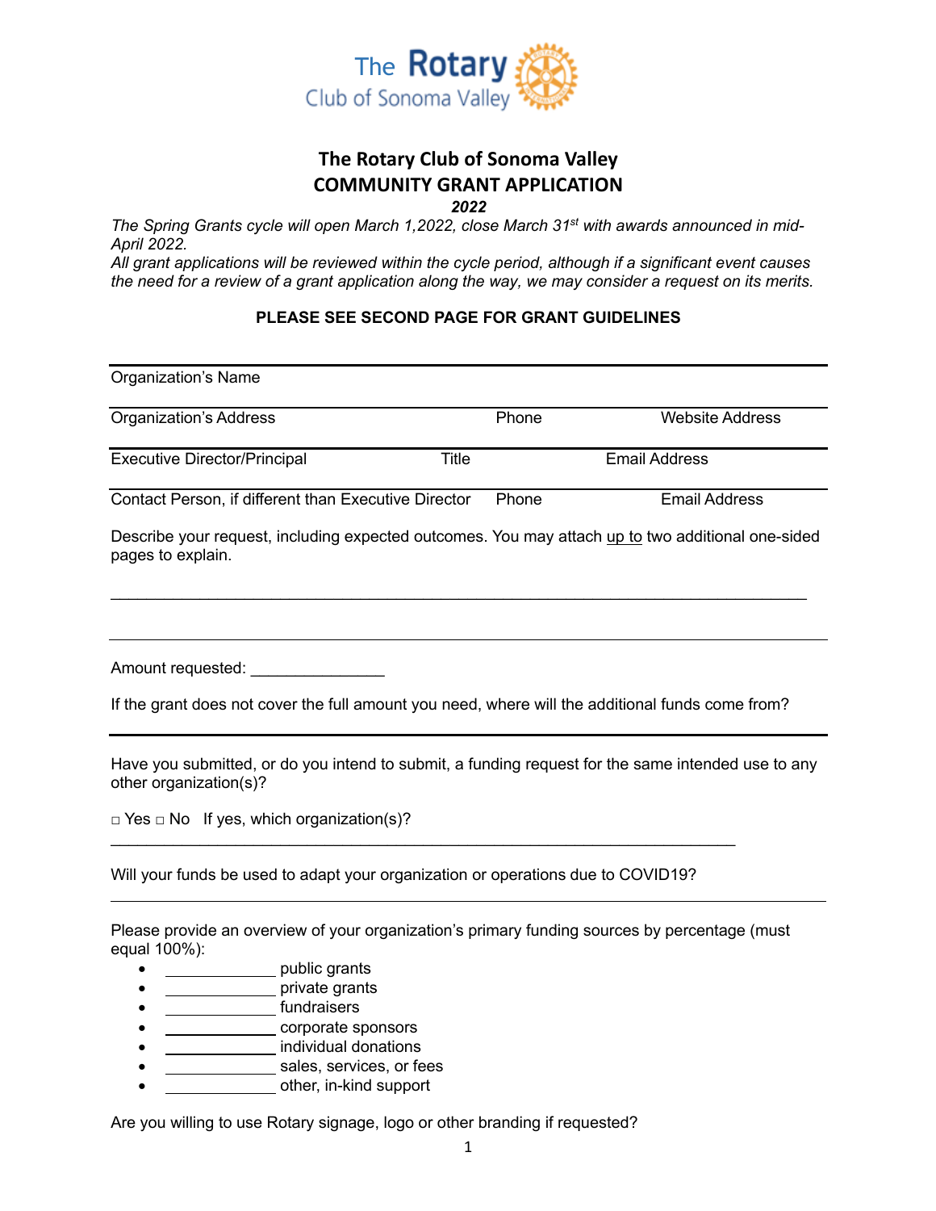The Rotary Club of Sonoma Valley

# The Rotary Club of Sonoma Valley
## COMMUNITY GRANT APPLICATION
***2022***

*The Spring Grants cycle will open March 1,2022, close March 31st with awards announced in mid-April 2022.*
*All grant applications will be reviewed within the cycle period, although if a significant event causes the need for a review of a grant application along the way, we may consider a request on its merits.*

**PLEASE SEE SECOND PAGE FOR GRANT GUIDELINES**

Organization's Name

Organization's Address | Phone | Website Address

Executive Director/Principal | Title | Email Address

Contact Person, if different than Executive Director | Phone | Email Address

Describe your request, including expected outcomes. You may attach up to two additional one-sided pages to explain.

___________________________________________________________________________

Amount requested: _______________

If the grant does not cover the full amount you need, where will the additional funds come from?

Have you submitted, or do you intend to submit, a funding request for the same intended use to any other organization(s)?

□ Yes □ No If yes, which organization(s)?

___________________________________________________________________________

Will your funds be used to adapt your organization or operations due to COVID19?

Please provide an overview of your organization's primary funding sources by percentage (must equal 100%):

- _____________ public grants
- _____________ private grants
- _____________ fundraisers
- _____________ corporate sponsors
- _____________ individual donations
- _____________ sales, services, or fees
- _____________ other, in-kind support

Are you willing to use Rotary signage, logo or other branding if requested?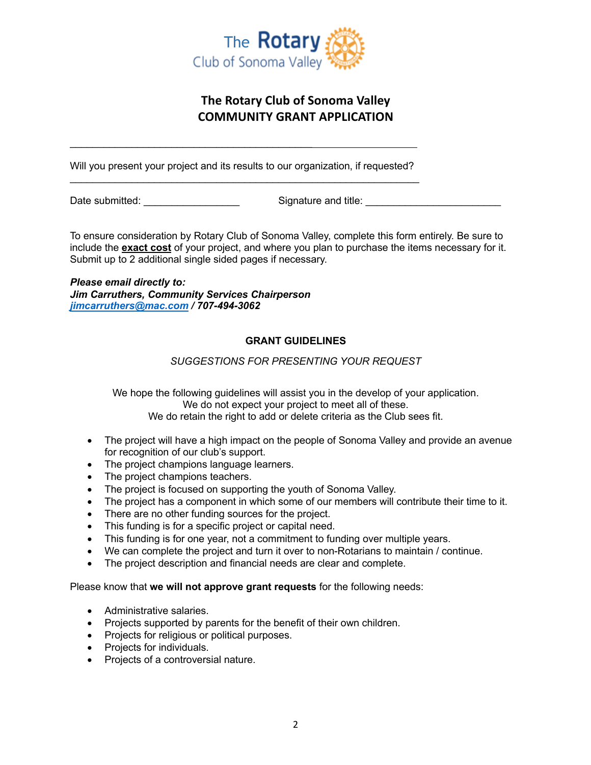The Rotary Club of Sonoma Valley

# The Rotary Club of Sonoma Valley
# COMMUNITY GRANT APPLICATION

_____________________________________________________________

Will you present your project and its results to our organization, if requested?
_____________________________________________________________

Date submitted: _________________ Signature and title: ________________________

To ensure consideration by Rotary Club of Sonoma Valley, complete this form entirely. Be sure to include the **exact cost** of your project, and where you plan to purchase the items necessary for it. Submit up to 2 additional single sided pages if necessary.

***Please email directly to:***
***Jim Carruthers, Community Services Chairperson***
***jimcarruthers@mac.com / 707-494-3062***

## GRANT GUIDELINES

*SUGGESTIONS FOR PRESENTING YOUR REQUEST*

We hope the following guidelines will assist you in the develop of your application.
We do not expect your project to meet all of these.
We do retain the right to add or delete criteria as the Club sees fit.

- The project will have a high impact on the people of Sonoma Valley and provide an avenue for recognition of our club's support.
- The project champions language learners.
- The project champions teachers.
- The project is focused on supporting the youth of Sonoma Valley.
- The project has a component in which some of our members will contribute their time to it.
- There are no other funding sources for the project.
- This funding is for a specific project or capital need.
- This funding is for one year, not a commitment to funding over multiple years.
- We can complete the project and turn it over to non-Rotarians to maintain / continue.
- The project description and financial needs are clear and complete.

Please know that **we will not approve grant requests** for the following needs:

- Administrative salaries.
- Projects supported by parents for the benefit of their own children.
- Projects for religious or political purposes.
- Projects for individuals.
- Projects of a controversial nature.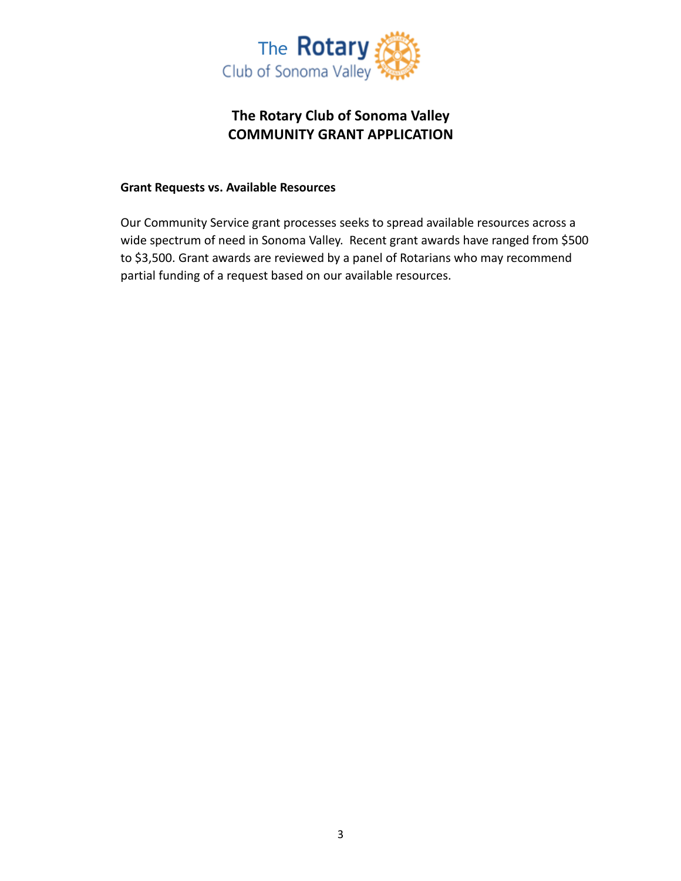The Rotary Club of Sonoma Valley

# The Rotary Club of Sonoma Valley
# COMMUNITY GRANT APPLICATION

**Grant Requests vs. Available Resources**

Our Community Service grant processes seeks to spread available resources across a wide spectrum of need in Sonoma Valley. Recent grant awards have ranged from $500 to $3,500. Grant awards are reviewed by a panel of Rotarians who may recommend partial funding of a request based on our available resources.